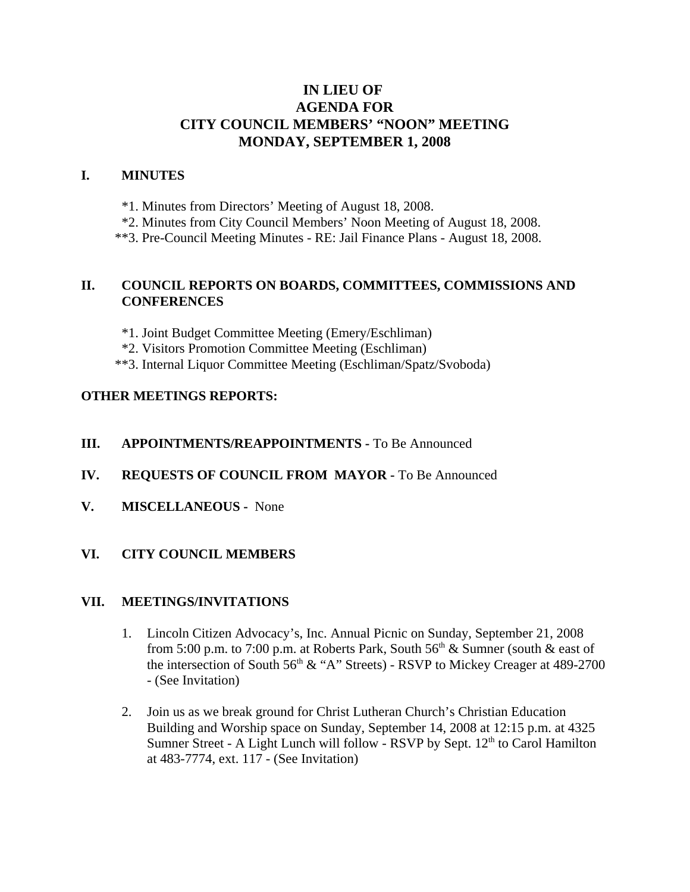# IN LIEU OF
# AGENDA FOR
# CITY COUNCIL MEMBERS' "NOON" MEETING
# MONDAY, SEPTEMBER 1, 2008

## I. MINUTES

*1. Minutes from Directors' Meeting of August 18, 2008.
*2. Minutes from City Council Members' Noon Meeting of August 18, 2008.
**3. Pre-Council Meeting Minutes - RE: Jail Finance Plans - August 18, 2008.

## II. COUNCIL REPORTS ON BOARDS, COMMITTEES, COMMISSIONS AND CONFERENCES

*1. Joint Budget Committee Meeting (Emery/Eschliman)
*2. Visitors Promotion Committee Meeting (Eschliman)
**3. Internal Liquor Committee Meeting (Eschliman/Spatz/Svoboda)

## OTHER MEETINGS REPORTS:

## III. APPOINTMENTS/REAPPOINTMENTS - To Be Announced

## IV. REQUESTS OF COUNCIL FROM MAYOR - To Be Announced

## V. MISCELLANEOUS - None

## VI. CITY COUNCIL MEMBERS

## VII. MEETINGS/INVITATIONS

1. Lincoln Citizen Advocacy's, Inc. Annual Picnic on Sunday, September 21, 2008 from 5:00 p.m. to 7:00 p.m. at Roberts Park, South 56th & Sumner (south & east of the intersection of South 56th & "A" Streets) - RSVP to Mickey Creager at 489-2700 - (See Invitation)

2. Join us as we break ground for Christ Lutheran Church's Christian Education Building and Worship space on Sunday, September 14, 2008 at 12:15 p.m. at 4325 Sumner Street - A Light Lunch will follow - RSVP by Sept. 12th to Carol Hamilton at 483-7774, ext. 117 - (See Invitation)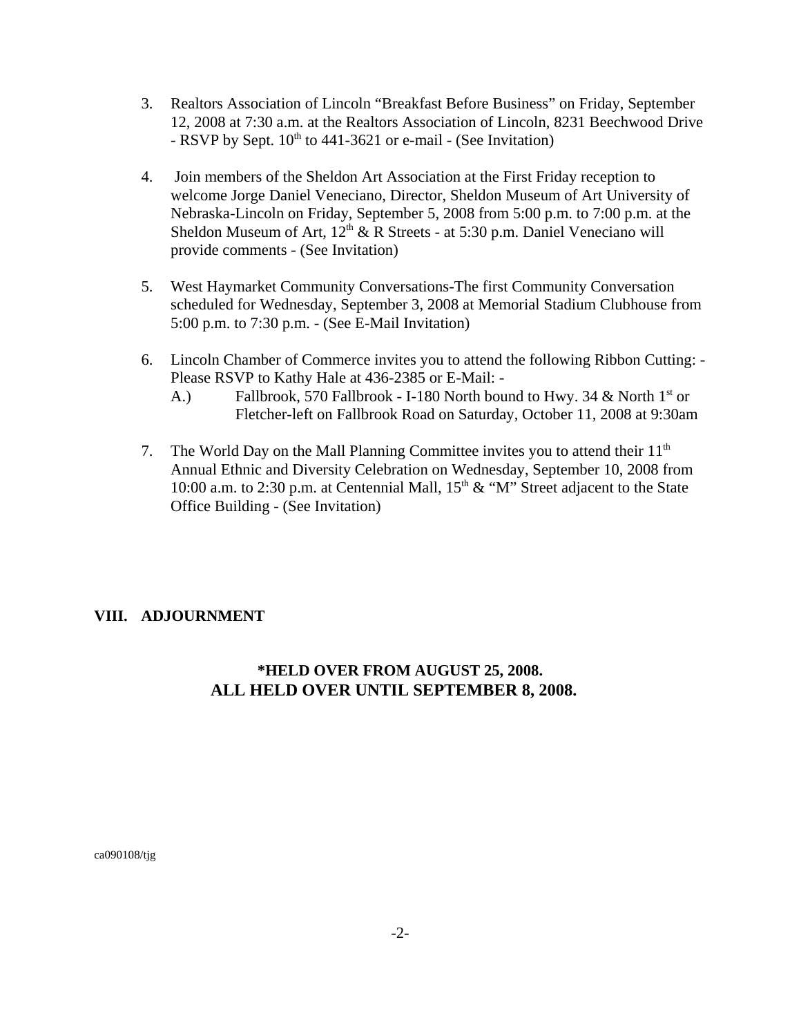3. Realtors Association of Lincoln "Breakfast Before Business" on Friday, September 12, 2008 at 7:30 a.m. at the Realtors Association of Lincoln, 8231 Beechwood Drive - RSVP by Sept. 10th to 441-3621 or e-mail - (See Invitation)

4. Join members of the Sheldon Art Association at the First Friday reception to welcome Jorge Daniel Veneciano, Director, Sheldon Museum of Art University of Nebraska-Lincoln on Friday, September 5, 2008 from 5:00 p.m. to 7:00 p.m. at the Sheldon Museum of Art, 12th & R Streets - at 5:30 p.m. Daniel Veneciano will provide comments - (See Invitation)

5. West Haymarket Community Conversations-The first Community Conversation scheduled for Wednesday, September 3, 2008 at Memorial Stadium Clubhouse from 5:00 p.m. to 7:30 p.m. - (See E-Mail Invitation)

6. Lincoln Chamber of Commerce invites you to attend the following Ribbon Cutting: - Please RSVP to Kathy Hale at 436-2385 or E-Mail: -
   A.) Fallbrook, 570 Fallbrook - I-180 North bound to Hwy. 34 & North 1st or Fletcher-left on Fallbrook Road on Saturday, October 11, 2008 at 9:30am

7. The World Day on the Mall Planning Committee invites you to attend their 11th Annual Ethnic and Diversity Celebration on Wednesday, September 10, 2008 from 10:00 a.m. to 2:30 p.m. at Centennial Mall, 15th & "M" Street adjacent to the State Office Building - (See Invitation)

## VIII. ADJOURNMENT

**\*HELD OVER FROM AUGUST 25, 2008.**
**ALL HELD OVER UNTIL SEPTEMBER 8, 2008.**

ca090108/tjg